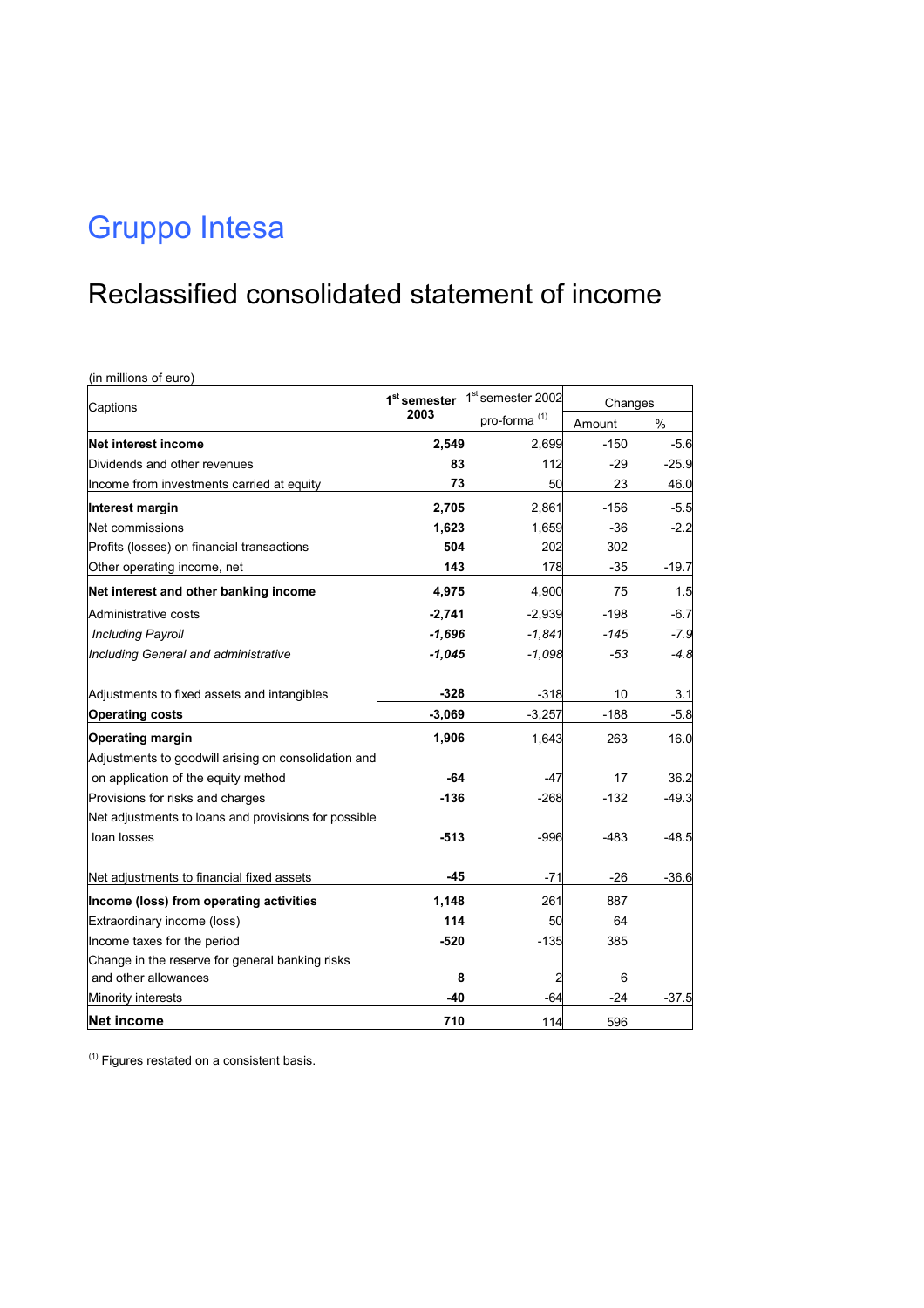# Gruppo Intesa

## Reclassified consolidated statement of income

(in millions of euro)

| Captions | 1st semester 2003 | 1st semester 2002 pro-forma [1] | Changes | |
|---|---|---|---|---|
| | | | Amount | % |
| **Net interest income** | **2,549** | 2,699 | -150 | -5.6 |
| Dividends and other revenues | **83** | 112 | -29 | -25.9 |
| Income from investments carried at equity | **73** | 50 | 23 | 46.0 |
| **Interest margin** | **2,705** | 2,861 | -156 | -5.5 |
| Net commissions | **1,623** | 1,659 | -36 | -2.2 |
| Profits (losses) on financial transactions | **504** | 202 | 302 | |
| Other operating income, net | **143** | 178 | -35 | -19.7 |
| **Net interest and other banking income** | **4,975** | 4,900 | 75 | 1.5 |
| Administrative costs | **-2,741** | -2,939 | -198 | -6.7 |
| *Including Payroll* | ***-1,696*** | *-1,841* | *-145* | *-7.9* |
| *Including General and administrative* | ***-1,045*** | *-1,098* | *-53* | *-4.8* |
| Adjustments to fixed assets and intangibles | **-328** | -318 | 10 | 3.1 |
| **Operating costs** | **-3,069** | -3,257 | -188 | -5.8 |
| **Operating margin** | **1,906** | 1,643 | 263 | 16.0 |
| Adjustments to goodwill arising on consolidation and on application of the equity method | **-64** | -47 | 17 | 36.2 |
| Provisions for risks and charges | **-136** | -268 | -132 | -49.3 |
| Net adjustments to loans and provisions for possible loan losses | **-513** | -996 | -483 | -48.5 |
| Net adjustments to financial fixed assets | **-45** | -71 | -26 | -36.6 |
| **Income (loss) from operating activities** | **1,148** | 261 | 887 | |
| Extraordinary income (loss) | **114** | 50 | 64 | |
| Income taxes for the period | **-520** | -135 | 385 | |
| Change in the reserve for general banking risks and other allowances | **8** | 2 | 6 | |
| Minority interests | **-40** | -64 | -24 | -37.5 |
| **Net income** | **710** | 114 | 596 | |

[1] Figures restated on a consistent basis.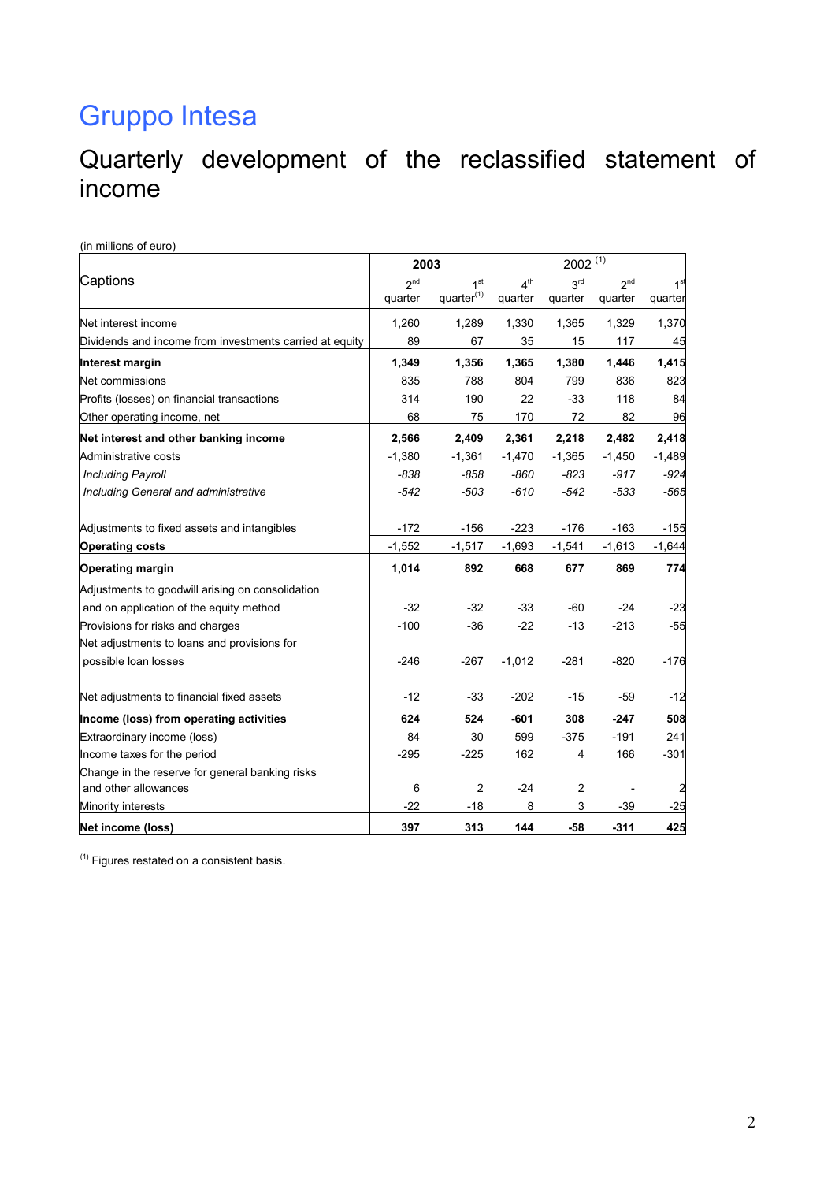# Gruppo Intesa

## Quarterly development of the reclassified statement of income

(in millions of euro)

| Captions | 2003 | | 2002 (1) | | | |
|---|---|---|---|---|---|---|
| | 2nd quarter | 1st quarter(1) | 4th quarter | 3rd quarter | 2nd quarter | 1st quarter |
| Net interest income | 1,260 | 1,289 | 1,330 | 1,365 | 1,329 | 1,370 |
| Dividends and income from investments carried at equity | 89 | 67 | 35 | 15 | 117 | 45 |
| **Interest margin** | **1,349** | **1,356** | **1,365** | **1,380** | **1,446** | **1,415** |
| Net commissions | 835 | 788 | 804 | 799 | 836 | 823 |
| Profits (losses) on financial transactions | 314 | 190 | 22 | -33 | 118 | 84 |
| Other operating income, net | 68 | 75 | 170 | 72 | 82 | 96 |
| **Net interest and other banking income** | **2,566** | **2,409** | **2,361** | **2,218** | **2,482** | **2,418** |
| Administrative costs | -1,380 | -1,361 | -1,470 | -1,365 | -1,450 | -1,489 |
| *Including Payroll* | *-838* | *-858* | *-860* | *-823* | *-917* | *-924* |
| *Including General and administrative* | *-542* | *-503* | *-610* | *-542* | *-533* | *-565* |
| Adjustments to fixed assets and intangibles | -172 | -156 | -223 | -176 | -163 | -155 |
| **Operating costs** | -1,552 | -1,517 | -1,693 | -1,541 | -1,613 | -1,644 |
| **Operating margin** | **1,014** | **892** | **668** | **677** | **869** | **774** |
| Adjustments to goodwill arising on consolidation and on application of the equity method | -32 | -32 | -33 | -60 | -24 | -23 |
| Provisions for risks and charges | -100 | -36 | -22 | -13 | -213 | -55 |
| Net adjustments to loans and provisions for possible loan losses | -246 | -267 | -1,012 | -281 | -820 | -176 |
| Net adjustments to financial fixed assets | -12 | -33 | -202 | -15 | -59 | -12 |
| **Income (loss) from operating activities** | **624** | **524** | **-601** | **308** | **-247** | **508** |
| Extraordinary income (loss) | 84 | 30 | 599 | -375 | -191 | 241 |
| Income taxes for the period | -295 | -225 | 162 | 4 | 166 | -301 |
| Change in the reserve for general banking risks and other allowances | 6 | 2 | -24 | 2 | - | 2 |
| Minority interests | -22 | -18 | 8 | 3 | -39 | -25 |
| **Net income (loss)** | **397** | **313** | **144** | **-58** | **-311** | **425** |

(1) Figures restated on a consistent basis.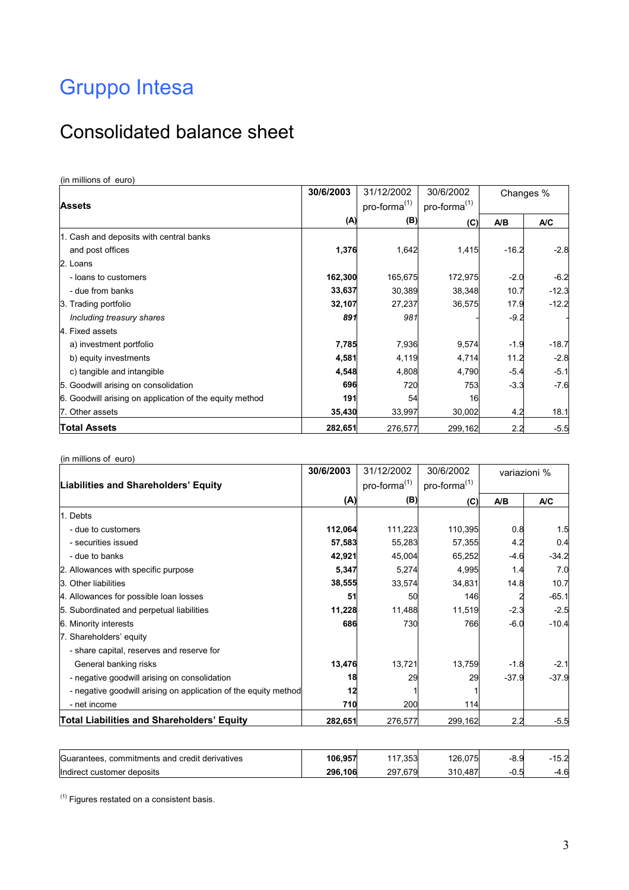# Gruppo Intesa

## Consolidated balance sheet

(in millions of euro)

| Assets | 30/6/2003 | 31/12/2002 pro-forma[1] | 30/6/2002 pro-forma[1] | Changes % | |
|---|---|---|---|---|---|
| | (A) | (B) | (C) | A/B | A/C |
| 1. Cash and deposits with central banks and post offices | **1,376** | 1,642 | 1,415 | -16.2 | -2.8 |
| 2. Loans | | | | | |
| - loans to customers | **162,300** | 165,675 | 172,975 | -2.0 | -6.2 |
| - due from banks | **33,637** | 30,389 | 38,348 | 10.7 | -12.3 |
| 3. Trading portfolio | **32,107** | 27,237 | 36,575 | 17.9 | -12.2 |
| *Including treasury shares* | ***891*** | *981* | - | *-9.2* | - |
| 4. Fixed assets | | | | | |
| a) investment portfolio | **7,785** | 7,936 | 9,574 | -1.9 | -18.7 |
| b) equity investments | **4,581** | 4,119 | 4,714 | 11.2 | -2.8 |
| c) tangible and intangible | **4,548** | 4,808 | 4,790 | -5.4 | -5.1 |
| 5. Goodwill arising on consolidation | **696** | 720 | 753 | -3.3 | -7.6 |
| 6. Goodwill arising on application of the equity method | **191** | 54 | 16 | | |
| 7. Other assets | **35,430** | 33,997 | 30,002 | 4.2 | 18.1 |
| **Total Assets** | **282,651** | 276,577 | 299,162 | 2.2 | -5.5 |

(in millions of euro)

| Liabilities and Shareholders' Equity | 30/6/2003 | 31/12/2002 pro-forma[1] | 30/6/2002 pro-forma[1] | variazioni % | |
|---|---|---|---|---|---|
| | (A) | (B) | (C) | A/B | A/C |
| 1. Debts | | | | | |
| - due to customers | **112,064** | 111,223 | 110,395 | 0.8 | 1.5 |
| - securities issued | **57,583** | 55,283 | 57,355 | 4.2 | 0.4 |
| - due to banks | **42,921** | 45,004 | 65,252 | -4.6 | -34.2 |
| 2. Allowances with specific purpose | **5,347** | 5,274 | 4,995 | 1.4 | 7.0 |
| 3. Other liabilities | **38,555** | 33,574 | 34,831 | 14.8 | 10.7 |
| 4. Allowances for possible loan losses | **51** | 50 | 146 | 2 | -65.1 |
| 5. Subordinated and perpetual liabilities | **11,228** | 11,488 | 11,519 | -2.3 | -2.5 |
| 6. Minority interests | **686** | 730 | 766 | -6.0 | -10.4 |
| 7. Shareholders' equity | | | | | |
| - share capital, reserves and reserve for General banking risks | **13,476** | 13,721 | 13,759 | -1.8 | -2.1 |
| - negative goodwill arising on consolidation | **18** | 29 | 29 | -37.9 | -37.9 |
| - negative goodwill arising on application of the equity method | **12** | 1 | 1 | | |
| - net income | **710** | 200 | 114 | | |
| **Total Liabilities and Shareholders' Equity** | **282,651** | 276,577 | 299,162 | 2.2 | -5.5 |

| | | | | | |
|---|---|---|---|---|---|
| Guarantees, commitments and credit derivatives | **106,957** | 117,353 | 126,075 | -8.9 | -15.2 |
| Indirect customer deposits | **296,106** | 297,679 | 310,487 | -0.5 | -4.6 |

[1] Figures restated on a consistent basis.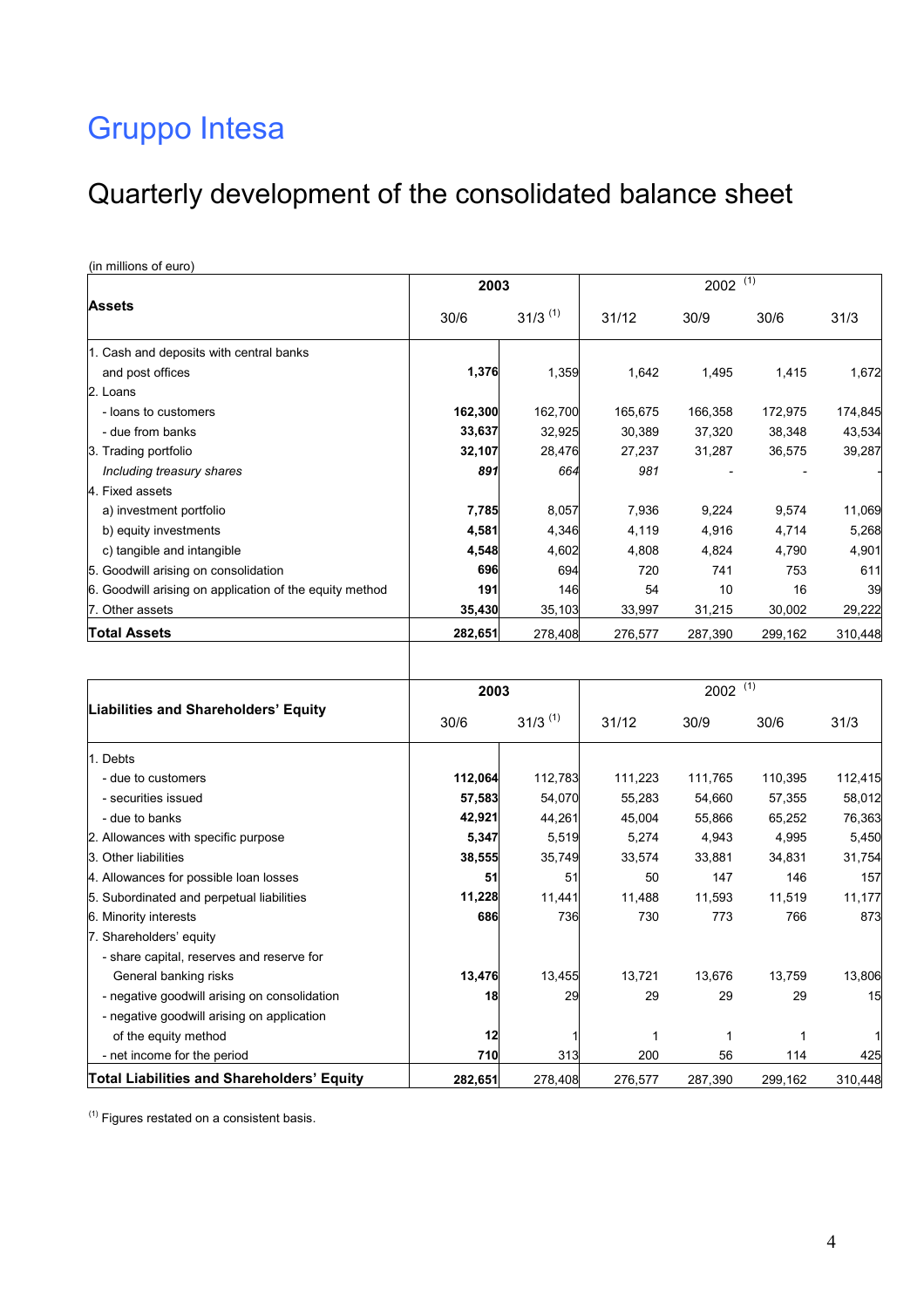# Gruppo Intesa

## Quarterly development of the consolidated balance sheet

(in millions of euro)

| Assets | 2003 | | 2002 [(1)] | | | |
|---|---|---|---|---|---|---|
| | 30/6 | 31/3 [(1)] | 31/12 | 30/9 | 30/6 | 31/3 |
| 1. Cash and deposits with central banks and post offices | **1,376** | 1,359 | 1,642 | 1,495 | 1,415 | 1,672 |
| 2. Loans | | | | | | |
| - loans to customers | **162,300** | 162,700 | 165,675 | 166,358 | 172,975 | 174,845 |
| - due from banks | **33,637** | 32,925 | 30,389 | 37,320 | 38,348 | 43,534 |
| 3. Trading portfolio | **32,107** | 28,476 | 27,237 | 31,287 | 36,575 | 39,287 |
| *Including treasury shares* | ***891*** | *664* | *981* | *-* | *-* | *-* |
| 4. Fixed assets | | | | | | |
| a) investment portfolio | **7,785** | 8,057 | 7,936 | 9,224 | 9,574 | 11,069 |
| b) equity investments | **4,581** | 4,346 | 4,119 | 4,916 | 4,714 | 5,268 |
| c) tangible and intangible | **4,548** | 4,602 | 4,808 | 4,824 | 4,790 | 4,901 |
| 5. Goodwill arising on consolidation | **696** | 694 | 720 | 741 | 753 | 611 |
| 6. Goodwill arising on application of the equity method | **191** | 146 | 54 | 10 | 16 | 39 |
| 7. Other assets | **35,430** | 35,103 | 33,997 | 31,215 | 30,002 | 29,222 |
| **Total Assets** | **282,651** | 278,408 | 276,577 | 287,390 | 299,162 | 310,448 |

| Liabilities and Shareholders' Equity | 2003 | | 2002 [(1)] | | | |
|---|---|---|---|---|---|---|
| | 30/6 | 31/3 [(1)] | 31/12 | 30/9 | 30/6 | 31/3 |
| 1. Debts | | | | | | |
| - due to customers | **112,064** | 112,783 | 111,223 | 111,765 | 110,395 | 112,415 |
| - securities issued | **57,583** | 54,070 | 55,283 | 54,660 | 57,355 | 58,012 |
| - due to banks | **42,921** | 44,261 | 45,004 | 55,866 | 65,252 | 76,363 |
| 2. Allowances with specific purpose | **5,347** | 5,519 | 5,274 | 4,943 | 4,995 | 5,450 |
| 3. Other liabilities | **38,555** | 35,749 | 33,574 | 33,881 | 34,831 | 31,754 |
| 4. Allowances for possible loan losses | **51** | 51 | 50 | 147 | 146 | 157 |
| 5. Subordinated and perpetual liabilities | **11,228** | 11,441 | 11,488 | 11,593 | 11,519 | 11,177 |
| 6. Minority interests | **686** | 736 | 730 | 773 | 766 | 873 |
| 7. Shareholders' equity | | | | | | |
| - share capital, reserves and reserve for General banking risks | **13,476** | 13,455 | 13,721 | 13,676 | 13,759 | 13,806 |
| - negative goodwill arising on consolidation | **18** | 29 | 29 | 29 | 29 | 15 |
| - negative goodwill arising on application of the equity method | **12** | 1 | 1 | 1 | 1 | 1 |
| - net income for the period | **710** | 313 | 200 | 56 | 114 | 425 |
| **Total Liabilities and Shareholders' Equity** | **282,651** | 278,408 | 276,577 | 287,390 | 299,162 | 310,448 |

[(1)] Figures restated on a consistent basis.